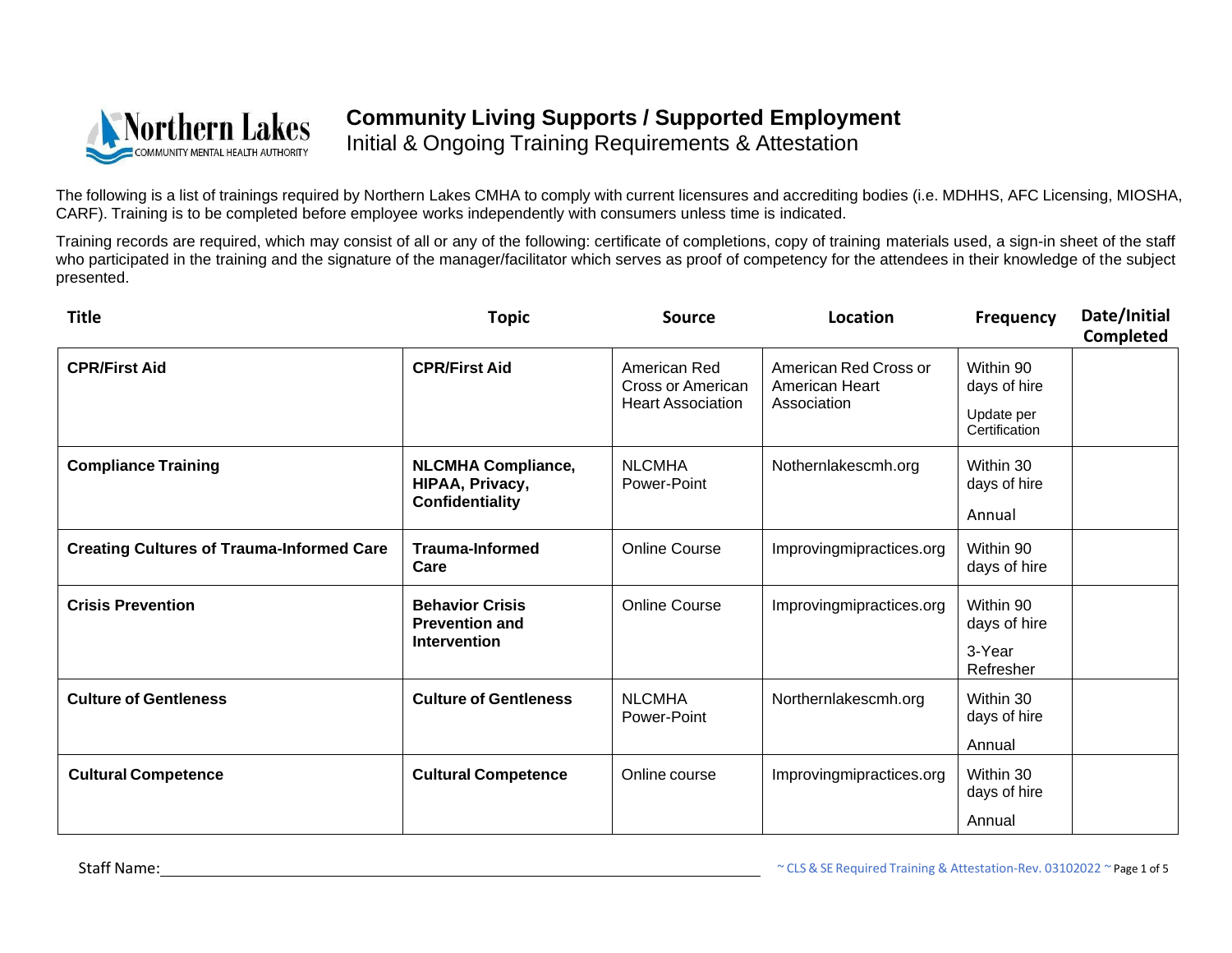# Community Living Supports / Supported Employment

Initial & Ongoing Training Requirements & Attestation

The following is a list of trainings required by Northern Lakes CMHA to comply with current licensures and accrediting bodies (i.e. MDHHS, AFC Licensing, MIOSHA, CARF). Training is to be completed before employee works independently with consumers unless time is indicated.

Training records are required, which may consist of all or any of the following: certificate of completions, copy of training materials used, a sign-in sheet of the staff who participated in the training and the signature of the manager/facilitator which serves as proof of competency for the attendees in their knowledge of the subject presented.

| Title | Topic | Source | Location | Frequency | Date/Initial Completed |
|---|---|---|---|---|---|
| **CPR/First Aid** | **CPR/First Aid** | American Red Cross or American Heart Association | American Red Cross or American Heart Association | Within 90 days of hire<br>Update per Certification | |
| **Compliance Training** | **NLCMHA Compliance, HIPAA, Privacy, Confidentiality** | NLCMHA Power-Point | Nothernlakescmh.org | Within 30 days of hire<br>Annual | |
| **Creating Cultures of Trauma-Informed Care** | **Trauma-Informed Care** | Online Course | Improvingmipractices.org | Within 90 days of hire | |
| **Crisis Prevention** | **Behavior Crisis Prevention and Intervention** | Online Course | Improvingmipractices.org | Within 90 days of hire<br>3-Year Refresher | |
| **Culture of Gentleness** | **Culture of Gentleness** | NLCMHA Power-Point | Northernlakescmh.org | Within 30 days of hire<br>Annual | |
| **Cultural Competence** | **Cultural Competence** | Online course | Improvingmipractices.org | Within 30 days of hire<br>Annual | |

Staff Name: ____________________

~ CLS & SE Required Training & Attestation-Rev. 03102022 ~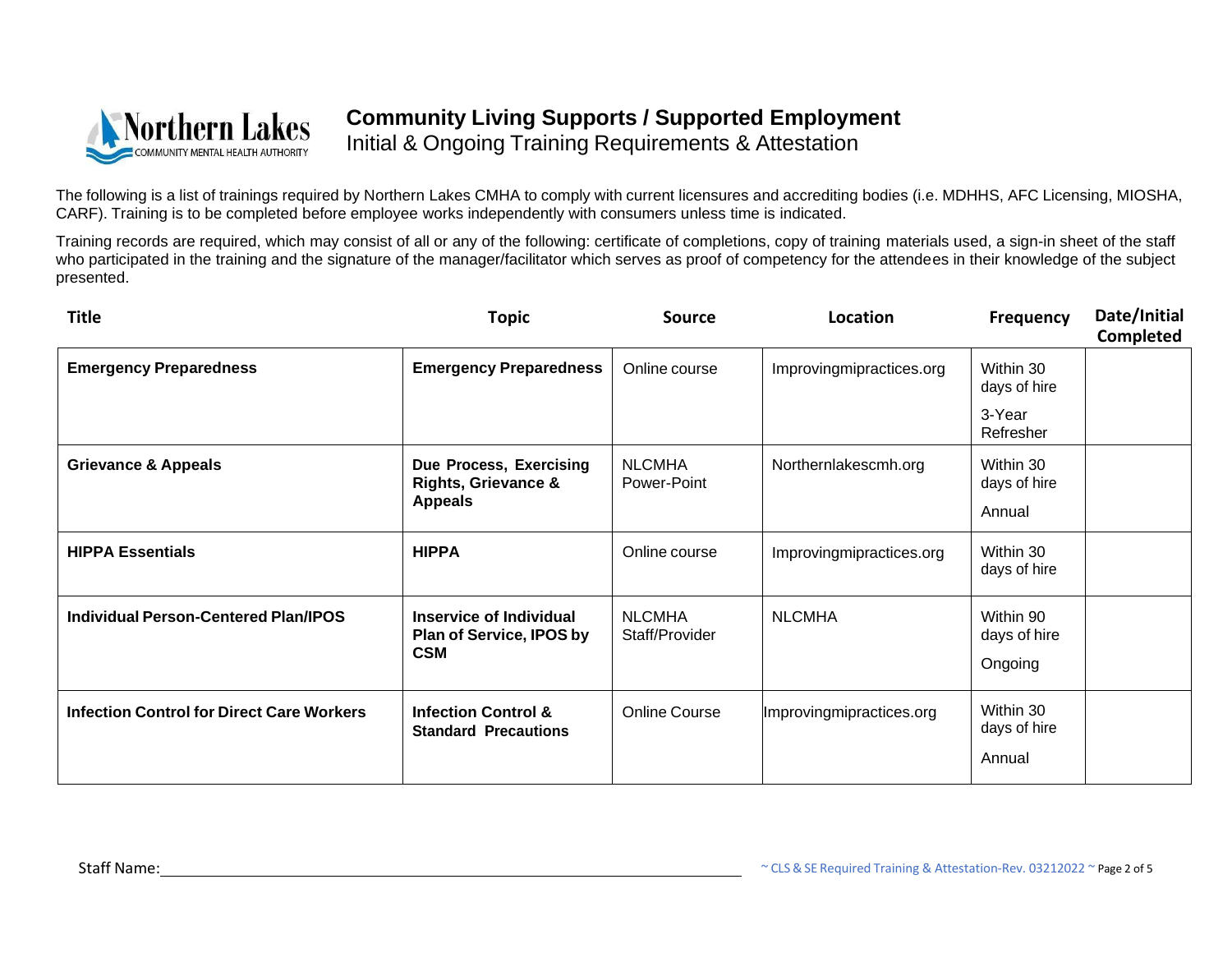# Community Living Supports / Supported Employment

Initial & Ongoing Training Requirements & Attestation

The following is a list of trainings required by Northern Lakes CMHA to comply with current licensures and accrediting bodies (i.e. MDHHS, AFC Licensing, MIOSHA, CARF). Training is to be completed before employee works independently with consumers unless time is indicated.

Training records are required, which may consist of all or any of the following: certificate of completions, copy of training materials used, a sign-in sheet of the staff who participated in the training and the signature of the manager/facilitator which serves as proof of competency for the attendees in their knowledge of the subject presented.

| Title | Topic | Source | Location | Frequency | Date/Initial Completed |
|---|---|---|---|---|---|
| **Emergency Preparedness** | **Emergency Preparedness** | Online course | Improvingmipractices.org | Within 30 days of hire<br>3-Year Refresher | |
| **Grievance & Appeals** | **Due Process, Exercising Rights, Grievance & Appeals** | NLCMHA Power-Point | Northernlakescmh.org | Within 30 days of hire<br>Annual | |
| **HIPPA Essentials** | **HIPPA** | Online course | Improvingmipractices.org | Within 30 days of hire | |
| **Individual Person-Centered Plan/IPOS** | **Inservice of Individual Plan of Service, IPOS by CSM** | NLCMHA Staff/Provider | NLCMHA | Within 90 days of hire<br>Ongoing | |
| **Infection Control for Direct Care Workers** | **Infection Control & Standard Precautions** | Online Course | Improvingmipractices.org | Within 30 days of hire<br>Annual | |

Staff Name: ______________________________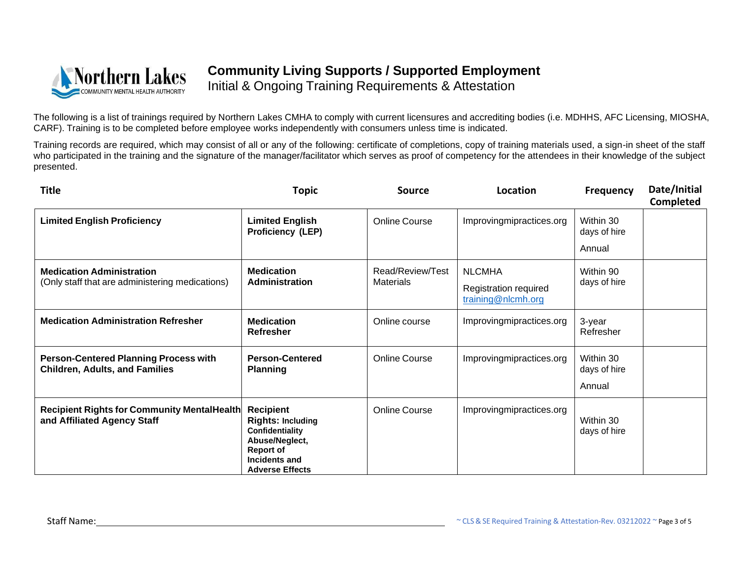# Community Living Supports / Supported Employment

Initial & Ongoing Training Requirements & Attestation

The following is a list of trainings required by Northern Lakes CMHA to comply with current licensures and accrediting bodies (i.e. MDHHS, AFC Licensing, MIOSHA, CARF). Training is to be completed before employee works independently with consumers unless time is indicated.

Training records are required, which may consist of all or any of the following: certificate of completions, copy of training materials used, a sign-in sheet of the staff who participated in the training and the signature of the manager/facilitator which serves as proof of competency for the attendees in their knowledge of the subject presented.

| Title | Topic | Source | Location | Frequency | Date/Initial Completed |
|---|---|---|---|---|---|
| **Limited English Proficiency** | **Limited English Proficiency (LEP)** | Online Course | Improvingmipractices.org | Within 30 days of hire<br>Annual | |
| **Medication Administration**<br>(Only staff that are administering medications) | **Medication Administration** | Read/Review/Test Materials | NLCMHA<br>Registration required training@nlcmh.org | Within 90 days of hire | |
| **Medication Administration Refresher** | **Medication Refresher** | Online course | Improvingmipractices.org | 3-year Refresher | |
| **Person-Centered Planning Process with Children, Adults, and Families** | **Person-Centered Planning** | Online Course | Improvingmipractices.org | Within 30 days of hire<br>Annual | |
| **Recipient Rights for Community MentalHealth and Affiliated Agency Staff** | **Recipient Rights: Including Confidentiality Abuse/Neglect, Report of Incidents and Adverse Effects** | Online Course | Improvingmipractices.org | Within 30 days of hire | |

Staff Name: ______________________________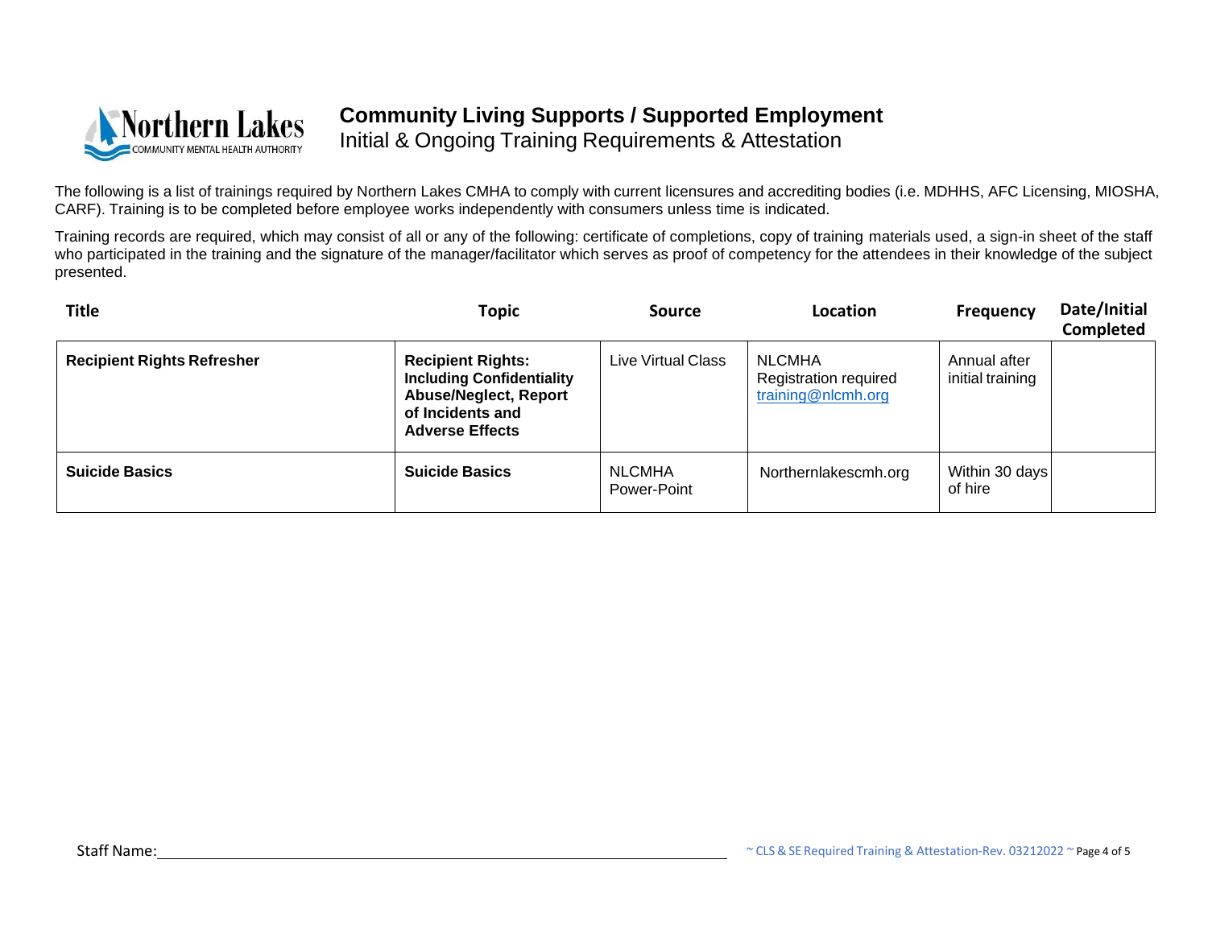# Community Living Supports / Supported Employment

Initial & Ongoing Training Requirements & Attestation

The following is a list of trainings required by Northern Lakes CMHA to comply with current licensures and accrediting bodies (i.e. MDHHS, AFC Licensing, MIOSHA, CARF). Training is to be completed before employee works independently with consumers unless time is indicated.

Training records are required, which may consist of all or any of the following: certificate of completions, copy of training materials used, a sign-in sheet of the staff who participated in the training and the signature of the manager/facilitator which serves as proof of competency for the attendees in their knowledge of the subject presented.

| Title | Topic | Source | Location | Frequency | Date/Initial Completed |
|---|---|---|---|---|---|
| **Recipient Rights Refresher** | **Recipient Rights: Including Confidentiality Abuse/Neglect, Report of Incidents and Adverse Effects** | Live Virtual Class | NLCMHA Registration required training@nlcmh.org | Annual after initial training | |
| **Suicide Basics** | **Suicide Basics** | NLCMHA Power-Point | Northernlakescmh.org | Within 30 days of hire | |

Staff Name: ______________________________

~ CLS & SE Required Training & Attestation-Rev. 03212022 ~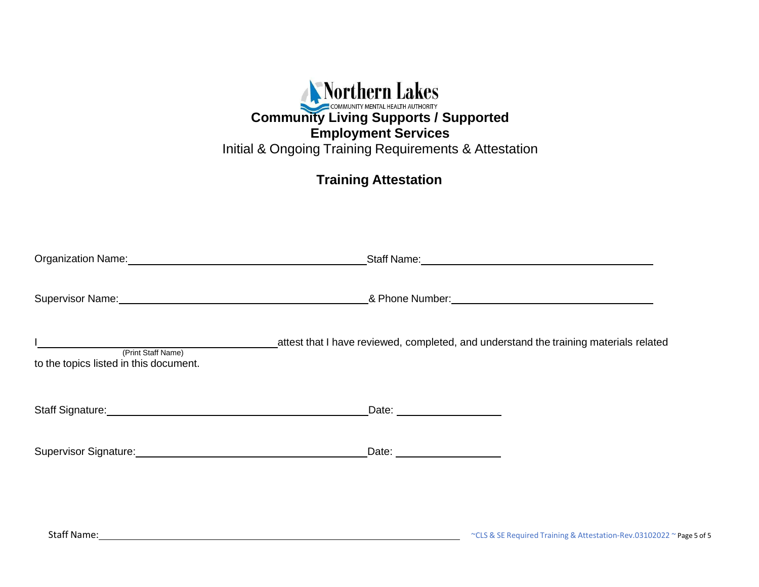Northern Lakes
COMMUNITY MENTAL HEALTH AUTHORITY

# Community Living Supports / Supported Employment Services

Initial & Ongoing Training Requirements & Attestation

## Training Attestation

Organization Name:\_\_\_\_\_\_\_\_\_\_\_\_\_\_\_\_\_\_\_\_\_\_\_\_\_\_\_\_\_\_\_\_\_\_\_\_\_\_\_\_ Staff Name:\_\_\_\_\_\_\_\_\_\_\_\_\_\_\_\_\_\_\_\_\_\_\_\_\_\_\_\_\_\_\_\_\_\_\_\_\_\_\_\_

Supervisor Name:\_\_\_\_\_\_\_\_\_\_\_\_\_\_\_\_\_\_\_\_\_\_\_\_\_\_\_\_\_\_\_\_\_\_\_\_\_\_\_\_ & Phone Number:\_\_\_\_\_\_\_\_\_\_\_\_\_\_\_\_\_\_\_\_\_\_\_\_\_\_\_\_\_\_\_\_\_\_\_\_

I \_\_\_\_\_\_\_\_\_\_\_\_\_\_\_\_\_\_\_\_\_\_\_\_\_\_\_\_\_\_\_\_\_\_\_\_\_\_\_\_ attest that I have reviewed, completed, and understand the training materials related to the topics listed in this document.
(Print Staff Name)

Staff Signature:\_\_\_\_\_\_\_\_\_\_\_\_\_\_\_\_\_\_\_\_\_\_\_\_\_\_\_\_\_\_\_\_\_\_\_\_\_\_\_\_ Date: \_\_\_\_\_\_\_\_\_\_\_\_\_\_\_\_\_\_

Supervisor Signature:\_\_\_\_\_\_\_\_\_\_\_\_\_\_\_\_\_\_\_\_\_\_\_\_\_\_\_\_\_\_\_\_\_\_\_\_\_\_\_\_ Date: \_\_\_\_\_\_\_\_\_\_\_\_\_\_\_\_\_\_

Staff Name:\_\_\_\_\_\_\_\_\_\_\_\_\_\_\_\_\_\_\_\_\_\_\_\_\_\_\_\_\_\_\_\_\_\_\_\_\_\_\_\_\_\_\_\_\_\_\_\_\_\_\_\_